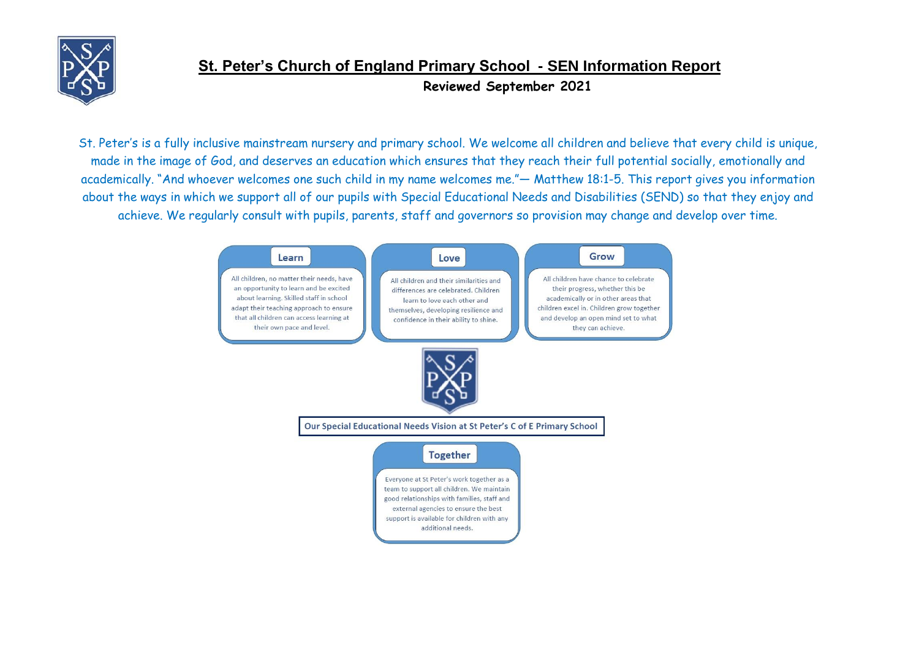# St. Peter's Church of England Primary School - SEN Information Report

**Reviewed September 2021**

St. Peter's is a fully inclusive mainstream nursery and primary school. We welcome all children and believe that every child is unique, made in the image of God, and deserves an education which ensures that they reach their full potential socially, emotionally and academically. "And whoever welcomes one such child in my name welcomes me."— Matthew 18:1-5. This report gives you information about the ways in which we support all of our pupils with Special Educational Needs and Disabilities (SEND) so that they enjoy and achieve. We regularly consult with pupils, parents, staff and governors so provision may change and develop over time.

## Our Special Educational Needs Vision at St Peter's C of E Primary School

### Learn

All children, no matter their needs, have an opportunity to learn and be excited about learning. Skilled staff in school adapt their teaching approach to ensure that all children can access learning at their own pace and level.

### Love

All children and their similarities and differences are celebrated. Children learn to love each other and themselves, developing resilience and confidence in their ability to shine.

### Grow

All children have chance to celebrate their progress, whether this be academically or in other areas that children excel in. Children grow together and develop an open mind set to what they can achieve.

### Together

Everyone at St Peter's work together as a team to support all children. We maintain good relationships with families, staff and external agencies to ensure the best support is available for children with any additional needs.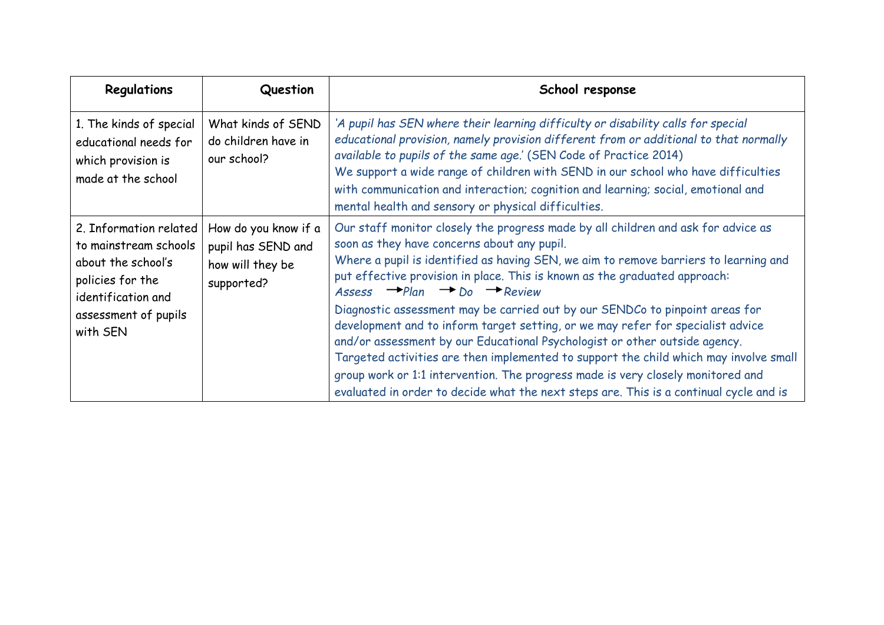| Regulations | Question | School response |
|---|---|---|
| 1. The kinds of special educational needs for which provision is made at the school | What kinds of SEND do children have in our school? | *'A pupil has SEN where their learning difficulty or disability calls for special educational provision, namely provision different from or additional to that normally available to pupils of the same age.'* (SEN Code of Practice 2014)<br>We support a wide range of children with SEND in our school who have difficulties with communication and interaction; cognition and learning; social, emotional and mental health and sensory or physical difficulties. |
| 2. Information related to mainstream schools about the school's policies for the identification and assessment of pupils with SEN | How do you know if a pupil has SEND and how will they be supported? | Our staff monitor closely the progress made by all children and ask for advice as soon as they have concerns about any pupil.<br>Where a pupil is identified as having SEN, we aim to remove barriers to learning and put effective provision in place. This is known as the graduated approach:<br>*Assess → Plan → Do → Review*<br>Diagnostic assessment may be carried out by our SENDCo to pinpoint areas for development and to inform target setting, or we may refer for specialist advice and/or assessment by our Educational Psychologist or other outside agency.<br>Targeted activities are then implemented to support the child which may involve small group work or 1:1 intervention. The progress made is very closely monitored and evaluated in order to decide what the next steps are. This is a continual cycle and is |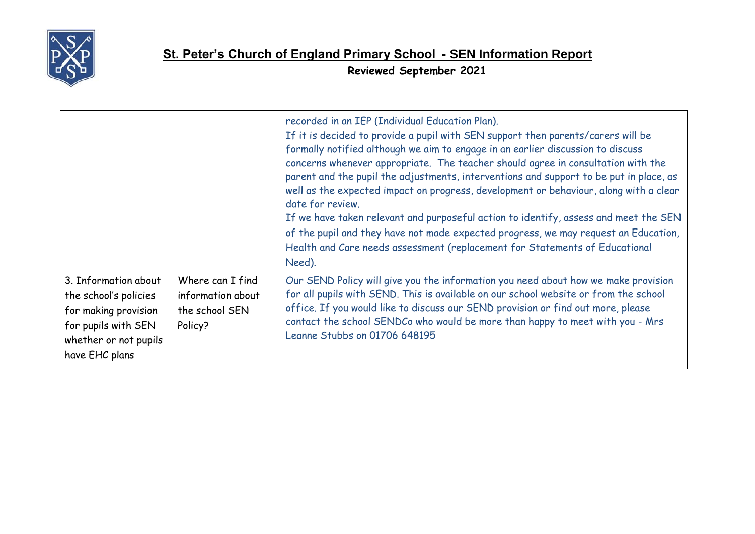# St. Peter's Church of England Primary School - SEN Information Report

**Reviewed September 2021**

| | | |
|---|---|---|
| | | recorded in an IEP (Individual Education Plan). If it is decided to provide a pupil with SEN support then parents/carers will be formally notified although we aim to engage in an earlier discussion to discuss concerns whenever appropriate. The teacher should agree in consultation with the parent and the pupil the adjustments, interventions and support to be put in place, as well as the expected impact on progress, development or behaviour, along with a clear date for review. If we have taken relevant and purposeful action to identify, assess and meet the SEN of the pupil and they have not made expected progress, we may request an Education, Health and Care needs assessment (replacement for Statements of Educational Need). |
| 3. Information about the school's policies for making provision for pupils with SEN whether or not pupils have EHC plans | Where can I find information about the school SEN Policy? | Our SEND Policy will give you the information you need about how we make provision for all pupils with SEND. This is available on our school website or from the school office. If you would like to discuss our SEND provision or find out more, please contact the school SENDCo who would be more than happy to meet with you - Mrs Leanne Stubbs on 01706 648195 |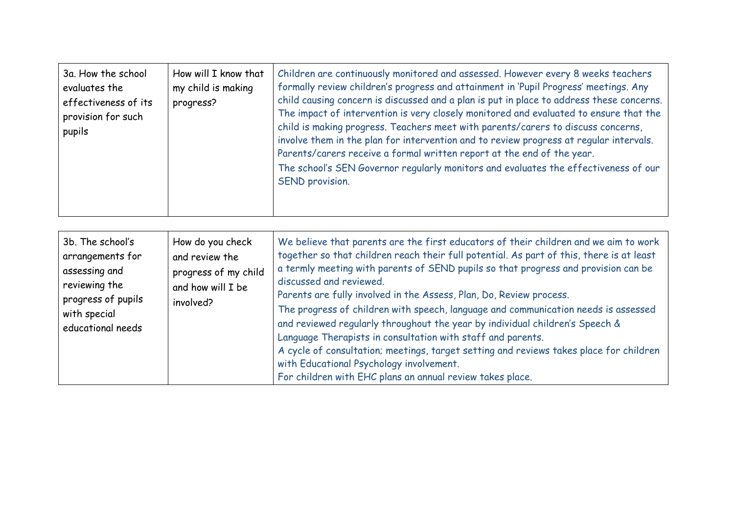| | | |
|---|---|---|
| 3a. How the school evaluates the effectiveness of its provision for such pupils | How will I know that my child is making progress? | Children are continuously monitored and assessed. However every 8 weeks teachers formally review children's progress and attainment in 'Pupil Progress' meetings. Any child causing concern is discussed and a plan is put in place to address these concerns. The impact of intervention is very closely monitored and evaluated to ensure that the child is making progress. Teachers meet with parents/carers to discuss concerns, involve them in the plan for intervention and to review progress at regular intervals. Parents/carers receive a formal written report at the end of the year.<br>The school's SEN Governor regularly monitors and evaluates the effectiveness of our SEND provision. |

| | | |
|---|---|---|
| 3b. The school's arrangements for assessing and reviewing the progress of pupils with special educational needs | How do you check and review the progress of my child and how will I be involved? | We believe that parents are the first educators of their children and we aim to work together so that children reach their full potential. As part of this, there is at least a termly meeting with parents of SEND pupils so that progress and provision can be discussed and reviewed.<br>Parents are fully involved in the Assess, Plan, Do, Review process.<br>The progress of children with speech, language and communication needs is assessed and reviewed regularly throughout the year by individual children's Speech & Language Therapists in consultation with staff and parents.<br>A cycle of consultation; meetings, target setting and reviews takes place for children with Educational Psychology involvement.<br>For children with EHC plans an annual review takes place. |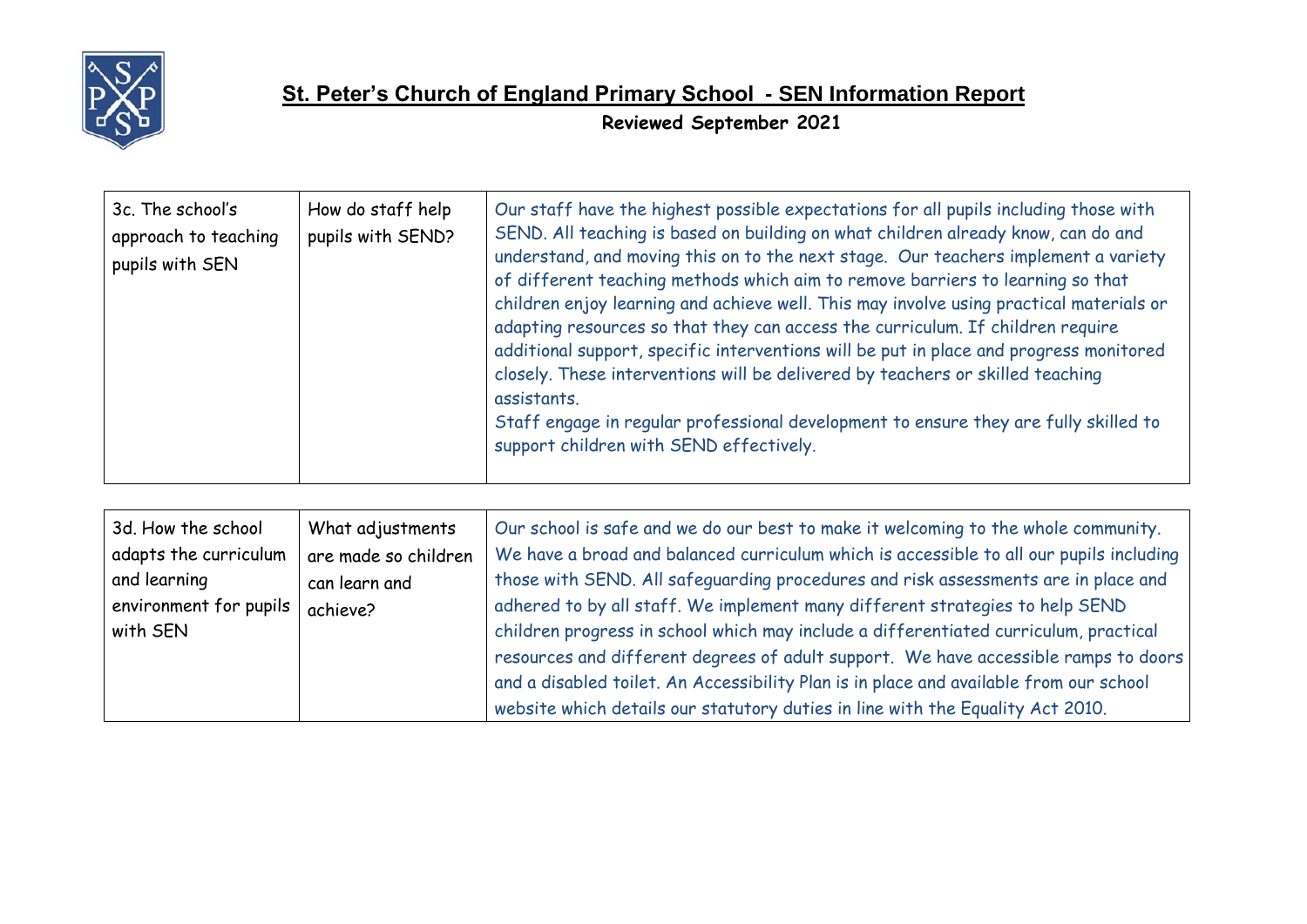# St. Peter's Church of England Primary School - SEN Information Report

**Reviewed September 2021**

| | | |
|---|---|---|
| 3c. The school's approach to teaching pupils with SEN | How do staff help pupils with SEND? | Our staff have the highest possible expectations for all pupils including those with SEND. All teaching is based on building on what children already know, can do and understand, and moving this on to the next stage. Our teachers implement a variety of different teaching methods which aim to remove barriers to learning so that children enjoy learning and achieve well. This may involve using practical materials or adapting resources so that they can access the curriculum. If children require additional support, specific interventions will be put in place and progress monitored closely. These interventions will be delivered by teachers or skilled teaching assistants.<br>Staff engage in regular professional development to ensure they are fully skilled to support children with SEND effectively. |

| | | |
|---|---|---|
| 3d. How the school adapts the curriculum and learning environment for pupils with SEN | What adjustments are made so children can learn and achieve? | Our school is safe and we do our best to make it welcoming to the whole community. We have a broad and balanced curriculum which is accessible to all our pupils including those with SEND. All safeguarding procedures and risk assessments are in place and adhered to by all staff. We implement many different strategies to help SEND children progress in school which may include a differentiated curriculum, practical resources and different degrees of adult support. We have accessible ramps to doors and a disabled toilet. An Accessibility Plan is in place and available from our school website which details our statutory duties in line with the Equality Act 2010. |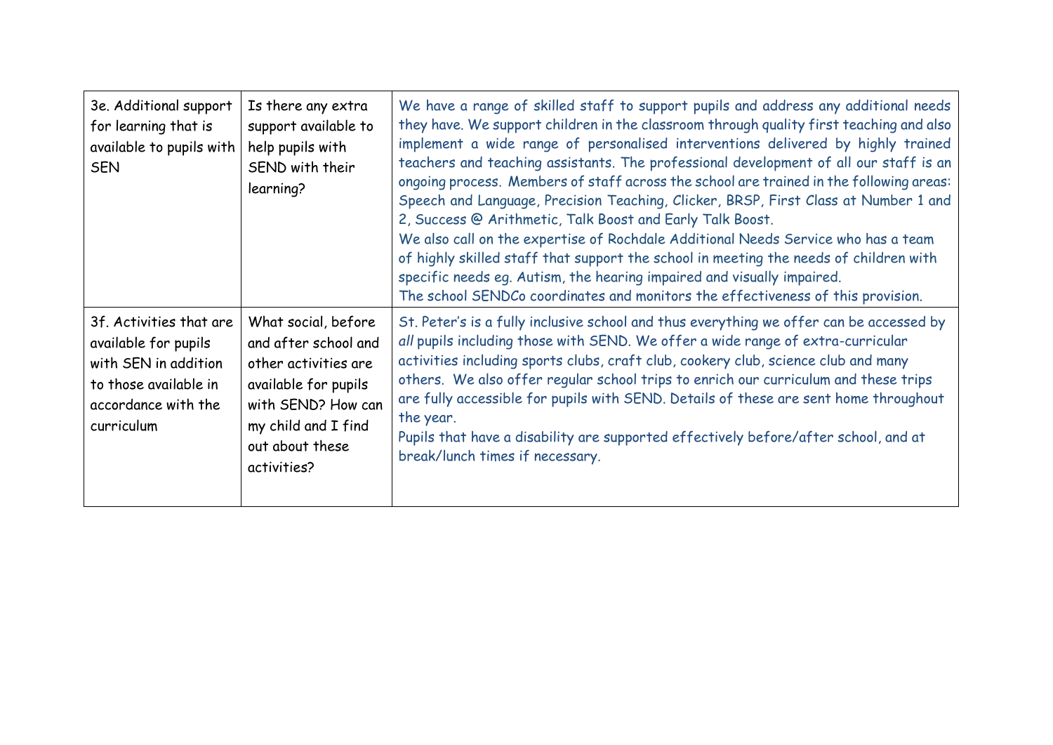| | | |
|---|---|---|
| 3e. Additional support for learning that is available to pupils with SEN | Is there any extra support available to help pupils with SEND with their learning? | We have a range of skilled staff to support pupils and address any additional needs they have. We support children in the classroom through quality first teaching and also implement a wide range of personalised interventions delivered by highly trained teachers and teaching assistants. The professional development of all our staff is an ongoing process. Members of staff across the school are trained in the following areas: Speech and Language, Precision Teaching, Clicker, BRSP, First Class at Number 1 and 2, Success @ Arithmetic, Talk Boost and Early Talk Boost.<br>We also call on the expertise of Rochdale Additional Needs Service who has a team of highly skilled staff that support the school in meeting the needs of children with specific needs eg. Autism, the hearing impaired and visually impaired.<br>The school SENDCo coordinates and monitors the effectiveness of this provision. |
| 3f. Activities that are available for pupils with SEN in addition to those available in accordance with the curriculum | What social, before and after school and other activities are available for pupils with SEND? How can my child and I find out about these activities? | St. Peter's is a fully inclusive school and thus everything we offer can be accessed by *all* pupils including those with SEND. We offer a wide range of extra-curricular activities including sports clubs, craft club, cookery club, science club and many others. We also offer regular school trips to enrich our curriculum and these trips are fully accessible for pupils with SEND. Details of these are sent home throughout the year.<br>Pupils that have a disability are supported effectively before/after school, and at break/lunch times if necessary. |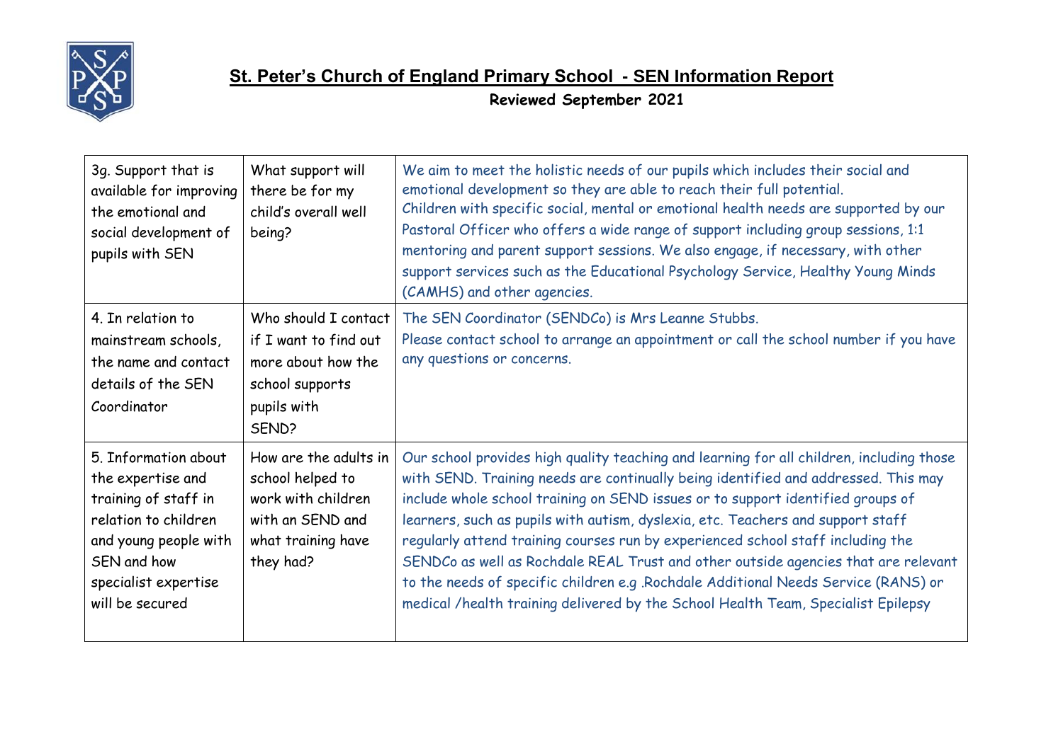## St. Peter's Church of England Primary School - SEN Information Report

**Reviewed September 2021**

| | | |
|---|---|---|
| 3g. Support that is available for improving the emotional and social development of pupils with SEN | What support will there be for my child's overall well being? | We aim to meet the holistic needs of our pupils which includes their social and emotional development so they are able to reach their full potential.<br>Children with specific social, mental or emotional health needs are supported by our Pastoral Officer who offers a wide range of support including group sessions, 1:1 mentoring and parent support sessions. We also engage, if necessary, with other support services such as the Educational Psychology Service, Healthy Young Minds (CAMHS) and other agencies. |
| 4. In relation to mainstream schools, the name and contact details of the SEN Coordinator | Who should I contact if I want to find out more about how the school supports pupils with SEND? | The SEN Coordinator (SENDCo) is Mrs Leanne Stubbs.<br>Please contact school to arrange an appointment or call the school number if you have any questions or concerns. |
| 5. Information about the expertise and training of staff in relation to children and young people with SEN and how specialist expertise will be secured | How are the adults in school helped to work with children with an SEND and what training have they had? | Our school provides high quality teaching and learning for all children, including those with SEND. Training needs are continually being identified and addressed. This may include whole school training on SEND issues or to support identified groups of learners, such as pupils with autism, dyslexia, etc. Teachers and support staff regularly attend training courses run by experienced school staff including the SENDCo as well as Rochdale REAL Trust and other outside agencies that are relevant to the needs of specific children e.g .Rochdale Additional Needs Service (RANS) or medical /health training delivered by the School Health Team, Specialist Epilepsy |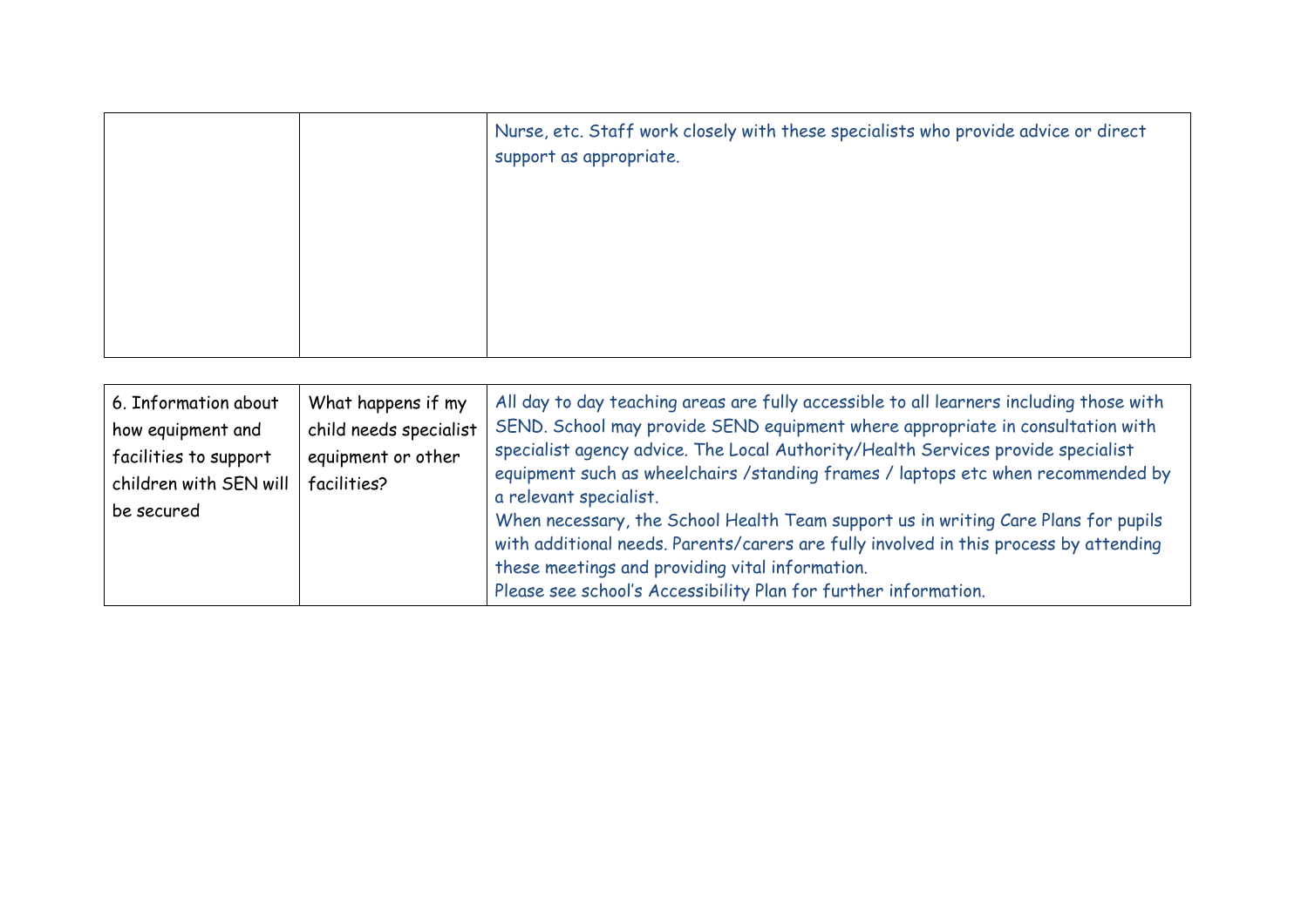| | | |
|---|---|---|
| | | Nurse, etc. Staff work closely with these specialists who provide advice or direct support as appropriate. |

| | | |
|---|---|---|
| 6. Information about how equipment and facilities to support children with SEN will be secured | What happens if my child needs specialist equipment or other facilities? | All day to day teaching areas are fully accessible to all learners including those with SEND. School may provide SEND equipment where appropriate in consultation with specialist agency advice. The Local Authority/Health Services provide specialist equipment such as wheelchairs /standing frames / laptops etc when recommended by a relevant specialist.<br>When necessary, the School Health Team support us in writing Care Plans for pupils with additional needs. Parents/carers are fully involved in this process by attending these meetings and providing vital information.<br>Please see school's Accessibility Plan for further information. |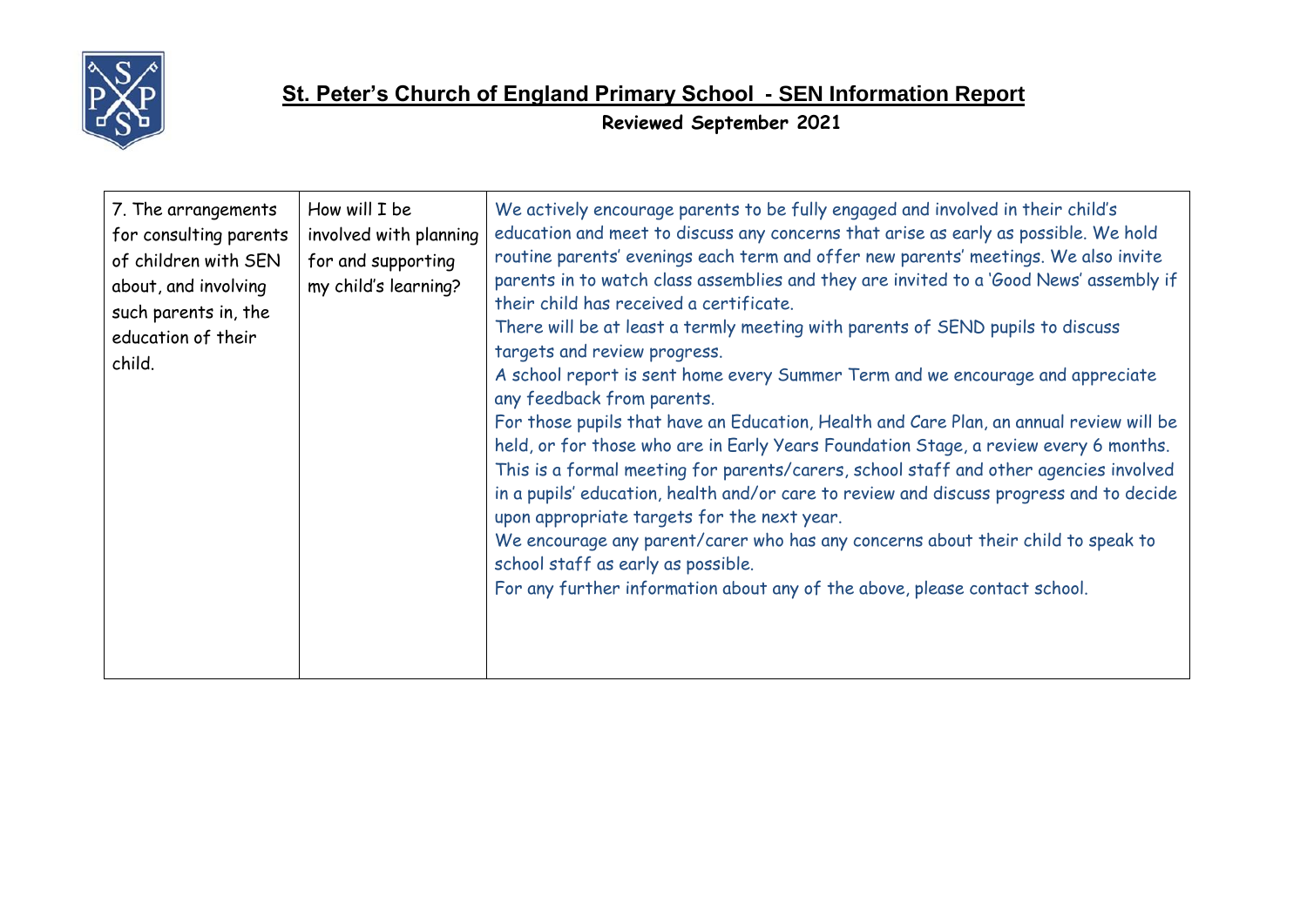| 7. The arrangements for consulting parents of children with SEN about, and involving such parents in, the education of their child. | How will I be involved with planning for and supporting my child's learning? | We actively encourage parents to be fully engaged and involved in their child's education and meet to discuss any concerns that arise as early as possible. We hold routine parents' evenings each term and offer new parents' meetings. We also invite parents in to watch class assemblies and they are invited to a 'Good News' assembly if their child has received a certificate.<br>There will be at least a termly meeting with parents of SEND pupils to discuss targets and review progress.<br>A school report is sent home every Summer Term and we encourage and appreciate any feedback from parents.<br>For those pupils that have an Education, Health and Care Plan, an annual review will be held, or for those who are in Early Years Foundation Stage, a review every 6 months. This is a formal meeting for parents/carers, school staff and other agencies involved in a pupils' education, health and/or care to review and discuss progress and to decide upon appropriate targets for the next year.<br>We encourage any parent/carer who has any concerns about their child to speak to school staff as early as possible.<br>For any further information about any of the above, please contact school. |
|---|---|---|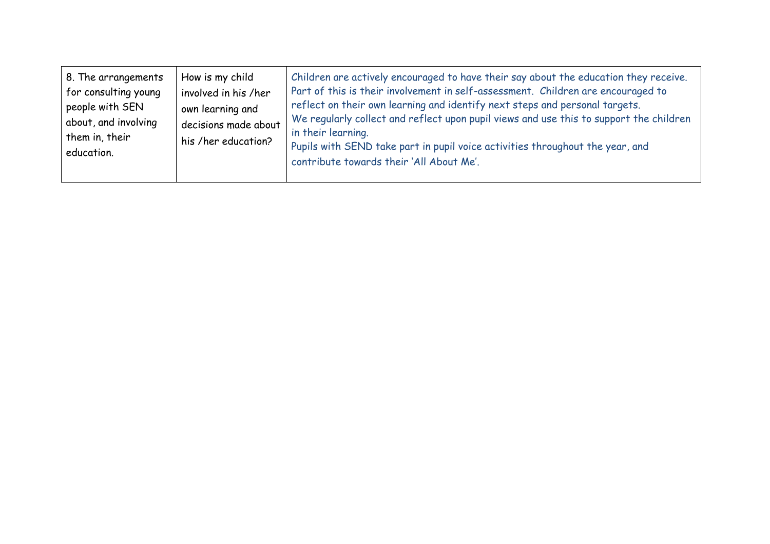| 8. The arrangements for consulting young people with SEN about, and involving them in, their education. | How is my child involved in his /her own learning and decisions made about his /her education? | Children are actively encouraged to have their say about the education they receive. Part of this is their involvement in self-assessment. Children are encouraged to reflect on their own learning and identify next steps and personal targets.<br>We regularly collect and reflect upon pupil views and use this to support the children in their learning.<br>Pupils with SEND take part in pupil voice activities throughout the year, and contribute towards their 'All About Me'. |
|---|---|---|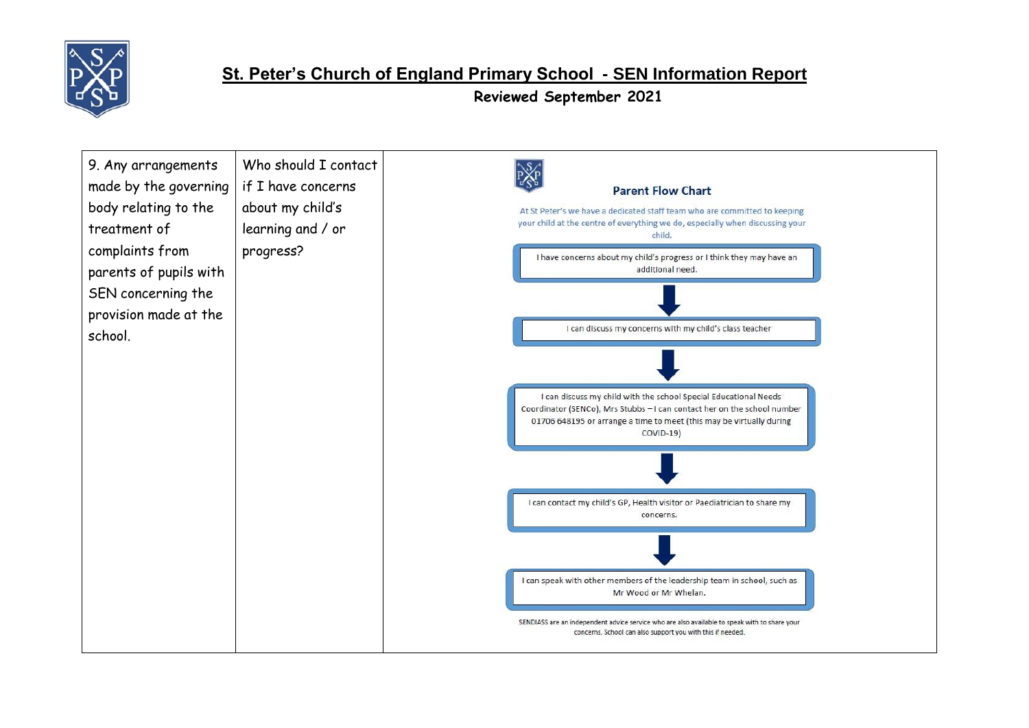# St. Peter's Church of England Primary School - SEN Information Report

**Reviewed September 2021**

| | | |
|---|---|---|
| 9. Any arrangements made by the governing body relating to the treatment of complaints from parents of pupils with SEN concerning the provision made at the school. | Who should I contact if I have concerns about my child's learning and / or progress? | **Parent Flow Chart**<br><br>At St Peter's we have a dedicated staff team who are committed to keeping your child at the centre of everything we do, especially when discussing your child.<br><br>I have concerns about my child's progress or I think they may have an additional need.<br>↓<br>I can discuss my concerns with my child's class teacher<br>↓<br>I can discuss my child with the school Special Educational Needs Coordinator (SENCo), Mrs Stubbs – I can contact her on the school number 01706 648195 or arrange a time to meet (this may be virtually during COVID-19)<br>↓<br>I can contact my child's GP, Health visitor or Paediatrician to share my concerns.<br>↓<br>I can speak with other members of the leadership team in school, such as Mr Wood or Mr Whelan.<br><br>SENDIASS are an independent advice service who are also available to speak with to share your concerns. School can also support you with this if needed. |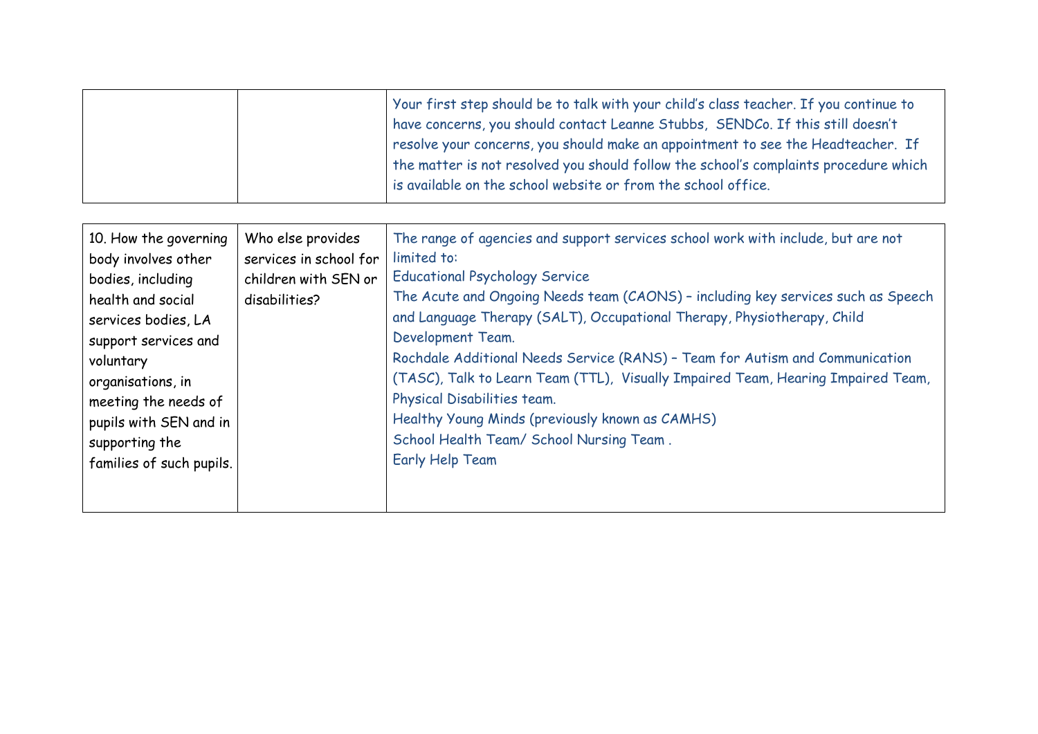| | | |
|---|---|---|
| | | Your first step should be to talk with your child's class teacher. If you continue to have concerns, you should contact Leanne Stubbs, SENDCo. If this still doesn't resolve your concerns, you should make an appointment to see the Headteacher. If the matter is not resolved you should follow the school's complaints procedure which is available on the school website or from the school office. |

| | | |
|---|---|---|
| 10. How the governing body involves other bodies, including health and social services bodies, LA support services and voluntary organisations, in meeting the needs of pupils with SEN and in supporting the families of such pupils. | Who else provides services in school for children with SEN or disabilities? | The range of agencies and support services school work with include, but are not limited to:<br>Educational Psychology Service<br>The Acute and Ongoing Needs team (CAONS) – including key services such as Speech and Language Therapy (SALT), Occupational Therapy, Physiotherapy, Child Development Team.<br>Rochdale Additional Needs Service (RANS) – Team for Autism and Communication (TASC), Talk to Learn Team (TTL), Visually Impaired Team, Hearing Impaired Team, Physical Disabilities team.<br>Healthy Young Minds (previously known as CAMHS)<br>School Health Team/ School Nursing Team .<br>Early Help Team |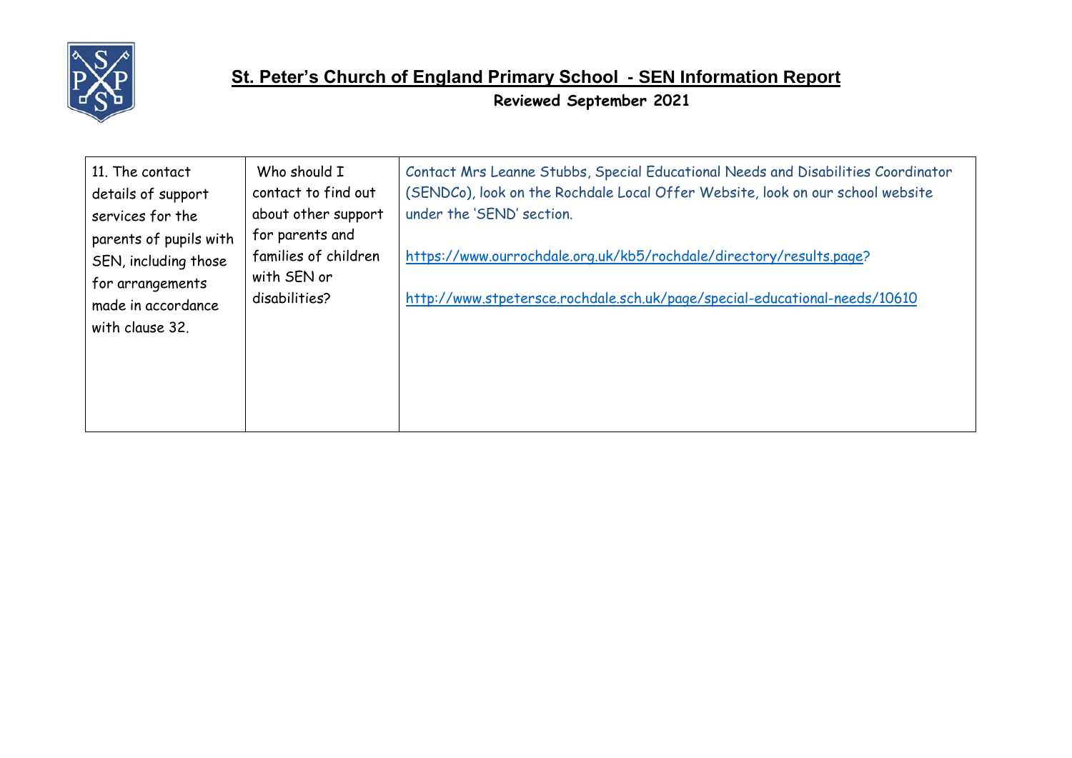# St. Peter's Church of England Primary School - SEN Information Report

**Reviewed September 2021**

| | | |
|---|---|---|
| 11. The contact details of support services for the parents of pupils with SEN, including those for arrangements made in accordance with clause 32. | Who should I contact to find out about other support for parents and families of children with SEN or disabilities? | Contact Mrs Leanne Stubbs, Special Educational Needs and Disabilities Coordinator (SENDCo), look on the Rochdale Local Offer Website, look on our school website under the 'SEND' section.<br><br>https://www.ourrochdale.org.uk/kb5/rochdale/directory/results.page?<br><br>http://www.stpetersce.rochdale.sch.uk/page/special-educational-needs/10610 |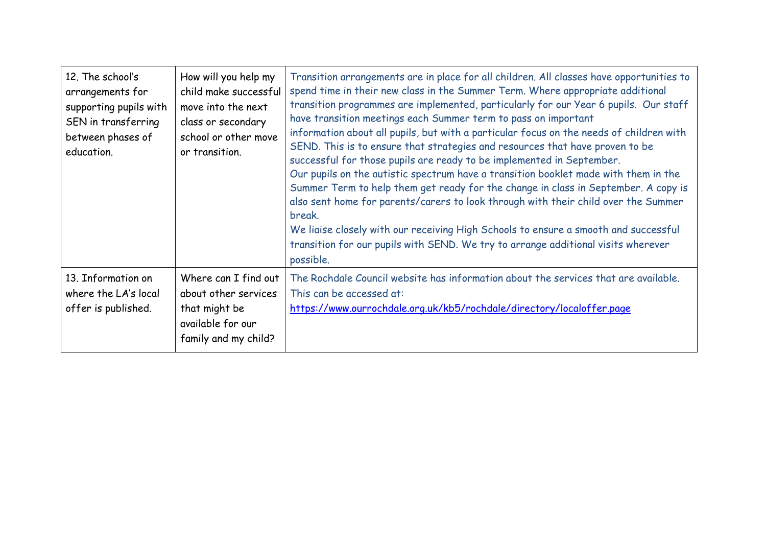| | | |
|---|---|---|
| 12. The school's arrangements for supporting pupils with SEN in transferring between phases of education. | How will you help my child make successful move into the next class or secondary school or other move or transition. | Transition arrangements are in place for all children. All classes have opportunities to spend time in their new class in the Summer Term. Where appropriate additional transition programmes are implemented, particularly for our Year 6 pupils. Our staff have transition meetings each Summer term to pass on important information about all pupils, but with a particular focus on the needs of children with SEND. This is to ensure that strategies and resources that have proven to be successful for those pupils are ready to be implemented in September.<br>Our pupils on the autistic spectrum have a transition booklet made with them in the Summer Term to help them get ready for the change in class in September. A copy is also sent home for parents/carers to look through with their child over the Summer break.<br>We liaise closely with our receiving High Schools to ensure a smooth and successful transition for our pupils with SEND. We try to arrange additional visits wherever possible. |
| 13. Information on where the LA's local offer is published. | Where can I find out about other services that might be available for our family and my child? | The Rochdale Council website has information about the services that are available. This can be accessed at:<br>https://www.ourrochdale.org.uk/kb5/rochdale/directory/localoffer.page |